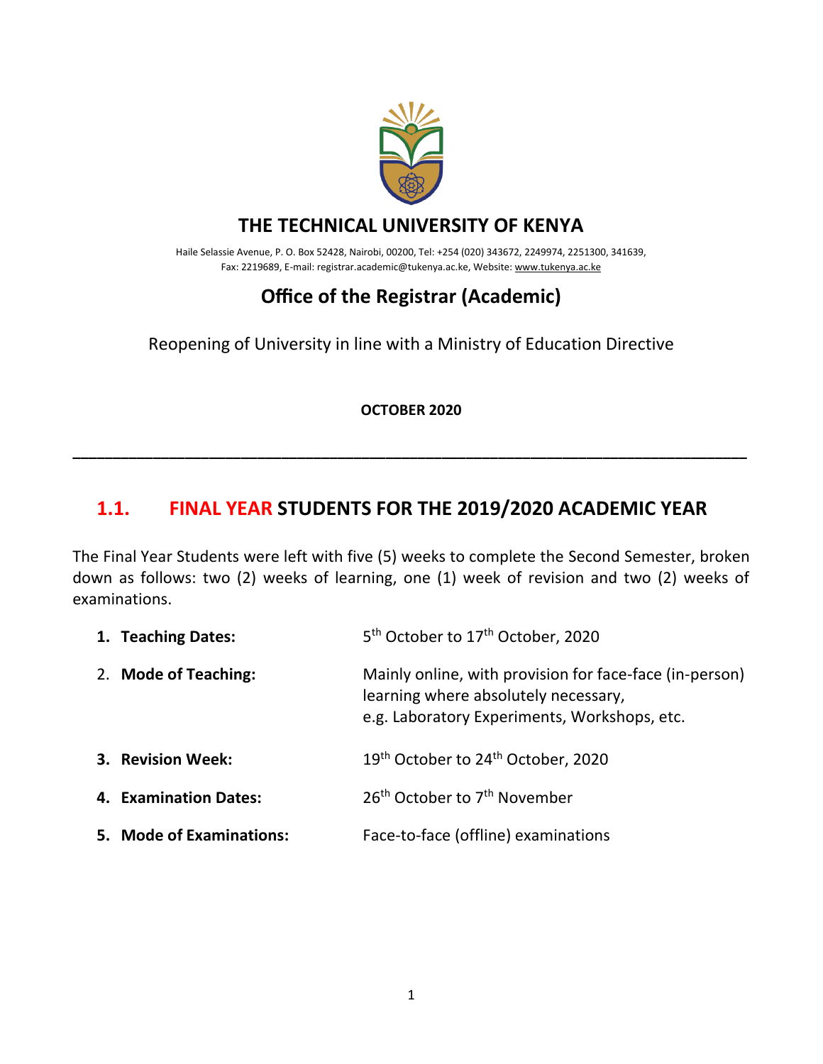# THE TECHNICAL UNIVERSITY OF KENYA

Haile Selassie Avenue, P. O. Box 52428, Nairobi, 00200, Tel: +254 (020) 343672, 2249974, 2251300, 341639,
Fax: 2219689, E-mail: registrar.academic@tukenya.ac.ke, Website: www.tukenya.ac.ke

## Office of the Registrar (Academic)

Reopening of University in line with a Ministry of Education Directive

**OCTOBER 2020**

---

## 1.1. FINAL YEAR STUDENTS FOR THE 2019/2020 ACADEMIC YEAR

The Final Year Students were left with five (5) weeks to complete the Second Semester, broken down as follows: two (2) weeks of learning, one (1) week of revision and two (2) weeks of examinations.

1. **Teaching Dates:** 5th October to 17th October, 2020
2. **Mode of Teaching:** Mainly online, with provision for face-face (in-person) learning where absolutely necessary, e.g. Laboratory Experiments, Workshops, etc.
3. **Revision Week:** 19th October to 24th October, 2020
4. **Examination Dates:** 26th October to 7th November
5. **Mode of Examinations:** Face-to-face (offline) examinations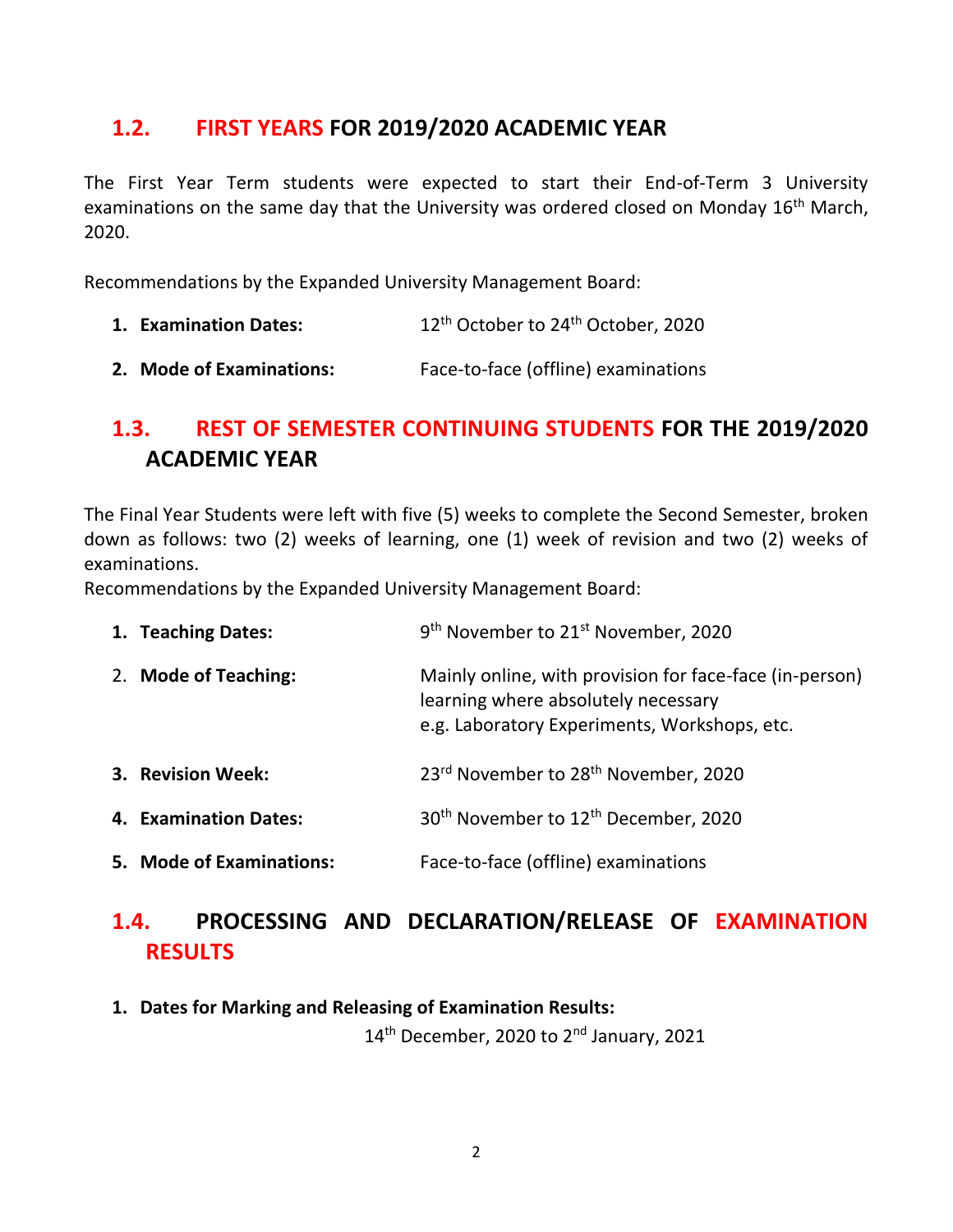## 1.2. FIRST YEARS FOR 2019/2020 ACADEMIC YEAR

The First Year Term students were expected to start their End-of-Term 3 University examinations on the same day that the University was ordered closed on Monday 16th March, 2020.

Recommendations by the Expanded University Management Board:

1. **Examination Dates:** 12th October to 24th October, 2020
2. **Mode of Examinations:** Face-to-face (offline) examinations

## 1.3. REST OF SEMESTER CONTINUING STUDENTS FOR THE 2019/2020 ACADEMIC YEAR

The Final Year Students were left with five (5) weeks to complete the Second Semester, broken down as follows: two (2) weeks of learning, one (1) week of revision and two (2) weeks of examinations.
Recommendations by the Expanded University Management Board:

1. **Teaching Dates:** 9th November to 21st November, 2020
2. **Mode of Teaching:** Mainly online, with provision for face-face (in-person) learning where absolutely necessary e.g. Laboratory Experiments, Workshops, etc.
3. **Revision Week:** 23rd November to 28th November, 2020
4. **Examination Dates:** 30th November to 12th December, 2020
5. **Mode of Examinations:** Face-to-face (offline) examinations

## 1.4. PROCESSING AND DECLARATION/RELEASE OF EXAMINATION RESULTS

1. **Dates for Marking and Releasing of Examination Results:**
   14th December, 2020 to 2nd January, 2021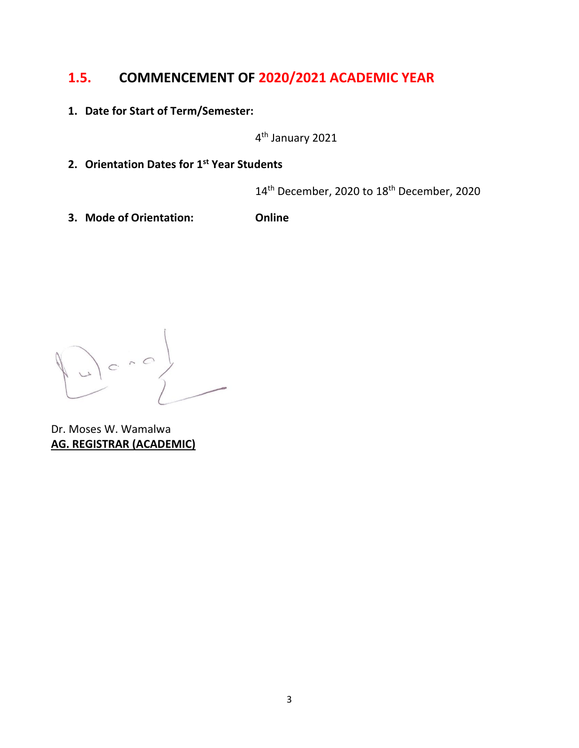## 1.5. COMMENCEMENT OF 2020/2021 ACADEMIC YEAR

1. **Date for Start of Term/Semester:**

   4th January 2021

2. **Orientation Dates for 1st Year Students**

   14th December, 2020 to 18th December, 2020

3. **Mode of Orientation:** **Online**

Dr. Moses W. Wamalwa
**AG. REGISTRAR (ACADEMIC)**